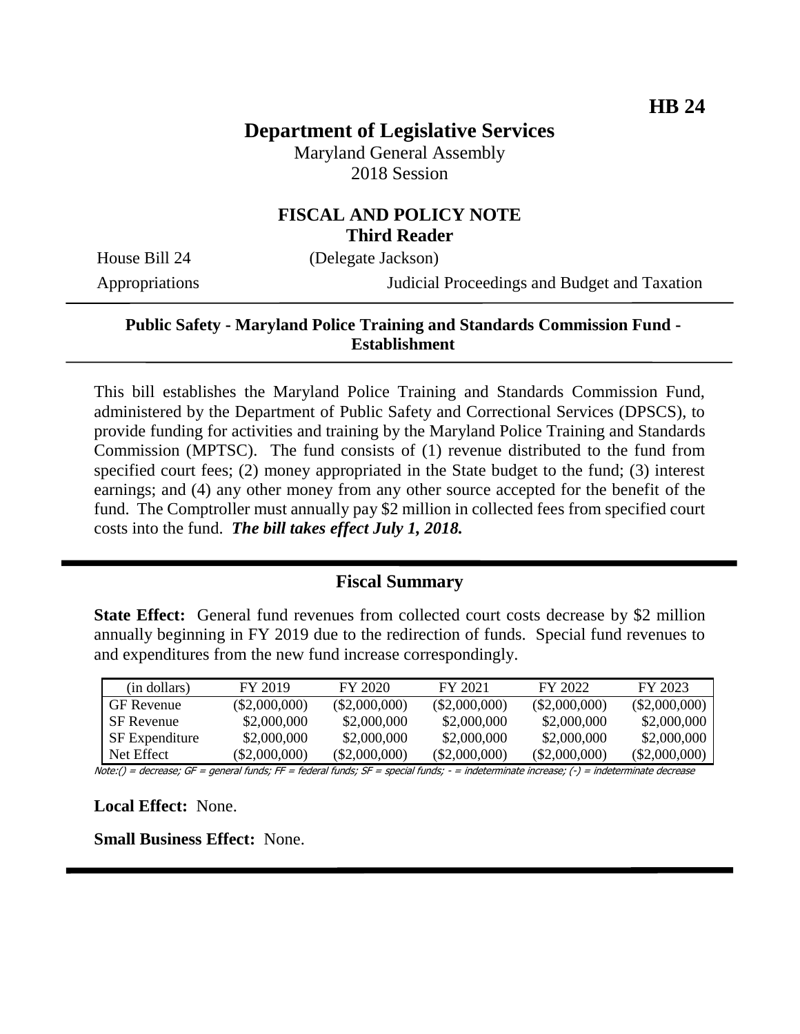**HB 24**

# Department of Legislative Services

Maryland General Assembly
2018 Session

## FISCAL AND POLICY NOTE
**Third Reader**

House Bill 24 (Delegate Jackson)

Appropriations Judicial Proceedings and Budget and Taxation

---

**Public Safety - Maryland Police Training and Standards Commission Fund - Establishment**

---

This bill establishes the Maryland Police Training and Standards Commission Fund, administered by the Department of Public Safety and Correctional Services (DPSCS), to provide funding for activities and training by the Maryland Police Training and Standards Commission (MPTSC). The fund consists of (1) revenue distributed to the fund from specified court fees; (2) money appropriated in the State budget to the fund; (3) interest earnings; and (4) any other money from any other source accepted for the benefit of the fund. The Comptroller must annually pay $2 million in collected fees from specified court costs into the fund. ***The bill takes effect July 1, 2018.***

---

## Fiscal Summary

**State Effect:** General fund revenues from collected court costs decrease by $2 million annually beginning in FY 2019 due to the redirection of funds. Special fund revenues to and expenditures from the new fund increase correspondingly.

| (in dollars) | FY 2019 | FY 2020 | FY 2021 | FY 2022 | FY 2023 |
|---|---|---|---|---|---|
| GF Revenue | ($2,000,000) | ($2,000,000) | ($2,000,000) | ($2,000,000) | ($2,000,000) |
| SF Revenue | $2,000,000 | $2,000,000 | $2,000,000 | $2,000,000 | $2,000,000 |
| SF Expenditure | $2,000,000 | $2,000,000 | $2,000,000 | $2,000,000 | $2,000,000 |
| Net Effect | ($2,000,000) | ($2,000,000) | ($2,000,000) | ($2,000,000) | ($2,000,000) |

Note:() = decrease; GF = general funds; FF = federal funds; SF = special funds; - = indeterminate increase; (-) = indeterminate decrease

**Local Effect:** None.

**Small Business Effect:** None.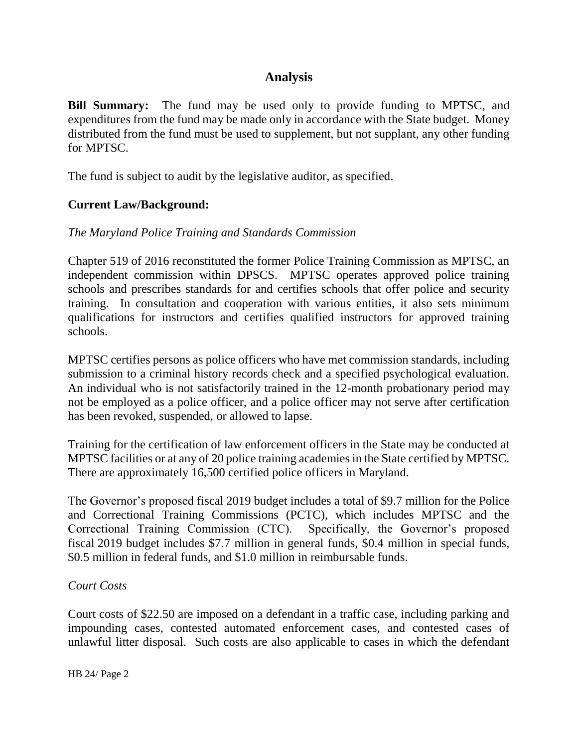## Analysis

**Bill Summary:** The fund may be used only to provide funding to MPTSC, and expenditures from the fund may be made only in accordance with the State budget. Money distributed from the fund must be used to supplement, but not supplant, any other funding for MPTSC.

The fund is subject to audit by the legislative auditor, as specified.

**Current Law/Background:**

*The Maryland Police Training and Standards Commission*

Chapter 519 of 2016 reconstituted the former Police Training Commission as MPTSC, an independent commission within DPSCS. MPTSC operates approved police training schools and prescribes standards for and certifies schools that offer police and security training. In consultation and cooperation with various entities, it also sets minimum qualifications for instructors and certifies qualified instructors for approved training schools.

MPTSC certifies persons as police officers who have met commission standards, including submission to a criminal history records check and a specified psychological evaluation. An individual who is not satisfactorily trained in the 12-month probationary period may not be employed as a police officer, and a police officer may not serve after certification has been revoked, suspended, or allowed to lapse.

Training for the certification of law enforcement officers in the State may be conducted at MPTSC facilities or at any of 20 police training academies in the State certified by MPTSC. There are approximately 16,500 certified police officers in Maryland.

The Governor's proposed fiscal 2019 budget includes a total of $9.7 million for the Police and Correctional Training Commissions (PCTC), which includes MPTSC and the Correctional Training Commission (CTC). Specifically, the Governor's proposed fiscal 2019 budget includes $7.7 million in general funds, $0.4 million in special funds, $0.5 million in federal funds, and $1.0 million in reimbursable funds.

*Court Costs*

Court costs of $22.50 are imposed on a defendant in a traffic case, including parking and impounding cases, contested automated enforcement cases, and contested cases of unlawful litter disposal. Such costs are also applicable to cases in which the defendant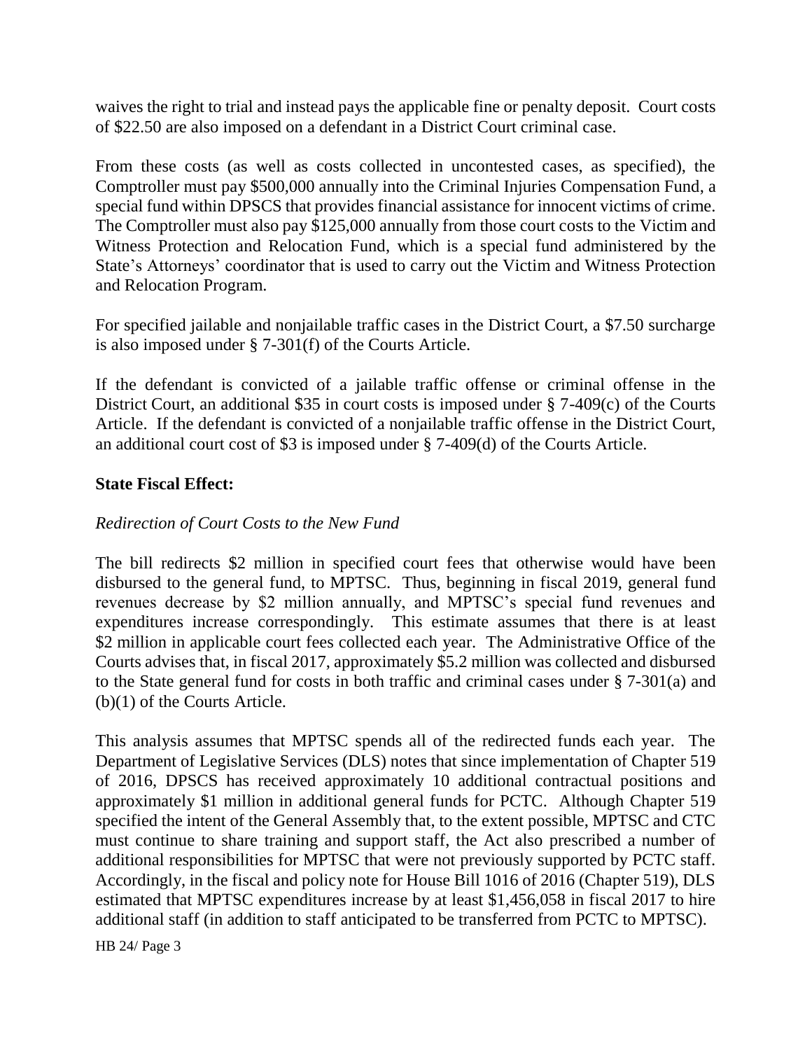waives the right to trial and instead pays the applicable fine or penalty deposit. Court costs of $22.50 are also imposed on a defendant in a District Court criminal case.

From these costs (as well as costs collected in uncontested cases, as specified), the Comptroller must pay $500,000 annually into the Criminal Injuries Compensation Fund, a special fund within DPSCS that provides financial assistance for innocent victims of crime. The Comptroller must also pay $125,000 annually from those court costs to the Victim and Witness Protection and Relocation Fund, which is a special fund administered by the State's Attorneys' coordinator that is used to carry out the Victim and Witness Protection and Relocation Program.

For specified jailable and nonjailable traffic cases in the District Court, a $7.50 surcharge is also imposed under § 7-301(f) of the Courts Article.

If the defendant is convicted of a jailable traffic offense or criminal offense in the District Court, an additional $35 in court costs is imposed under § 7-409(c) of the Courts Article. If the defendant is convicted of a nonjailable traffic offense in the District Court, an additional court cost of $3 is imposed under § 7-409(d) of the Courts Article.

**State Fiscal Effect:**

*Redirection of Court Costs to the New Fund*

The bill redirects $2 million in specified court fees that otherwise would have been disbursed to the general fund, to MPTSC. Thus, beginning in fiscal 2019, general fund revenues decrease by $2 million annually, and MPTSC's special fund revenues and expenditures increase correspondingly. This estimate assumes that there is at least $2 million in applicable court fees collected each year. The Administrative Office of the Courts advises that, in fiscal 2017, approximately $5.2 million was collected and disbursed to the State general fund for costs in both traffic and criminal cases under § 7-301(a) and (b)(1) of the Courts Article.

This analysis assumes that MPTSC spends all of the redirected funds each year. The Department of Legislative Services (DLS) notes that since implementation of Chapter 519 of 2016, DPSCS has received approximately 10 additional contractual positions and approximately $1 million in additional general funds for PCTC. Although Chapter 519 specified the intent of the General Assembly that, to the extent possible, MPTSC and CTC must continue to share training and support staff, the Act also prescribed a number of additional responsibilities for MPTSC that were not previously supported by PCTC staff. Accordingly, in the fiscal and policy note for House Bill 1016 of 2016 (Chapter 519), DLS estimated that MPTSC expenditures increase by at least $1,456,058 in fiscal 2017 to hire additional staff (in addition to staff anticipated to be transferred from PCTC to MPTSC).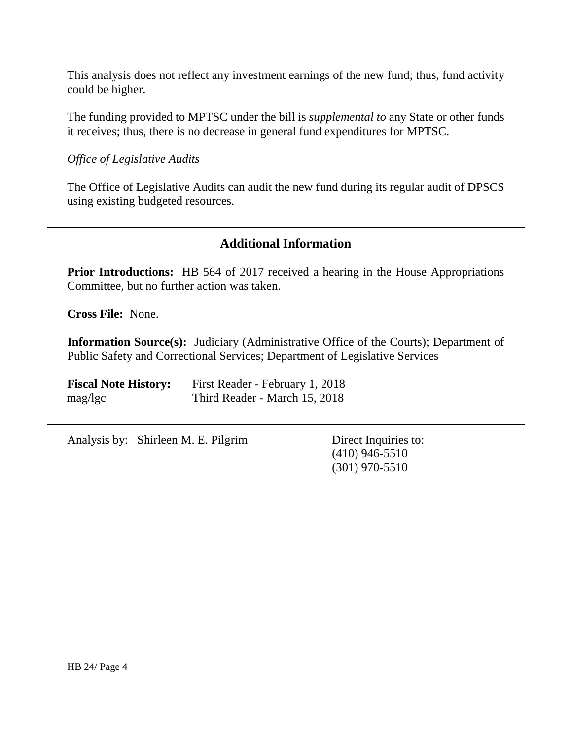This analysis does not reflect any investment earnings of the new fund; thus, fund activity could be higher.

The funding provided to MPTSC under the bill is *supplemental to* any State or other funds it receives; thus, there is no decrease in general fund expenditures for MPTSC.

*Office of Legislative Audits*

The Office of Legislative Audits can audit the new fund during its regular audit of DPSCS using existing budgeted resources.

---

## Additional Information

**Prior Introductions:** HB 564 of 2017 received a hearing in the House Appropriations Committee, but no further action was taken.

**Cross File:** None.

**Information Source(s):** Judiciary (Administrative Office of the Courts); Department of Public Safety and Correctional Services; Department of Legislative Services

**Fiscal Note History:** First Reader - February 1, 2018
mag/lgc Third Reader - March 15, 2018

---

Analysis by: Shirleen M. E. Pilgrim

Direct Inquiries to:
(410) 946-5510
(301) 970-5510